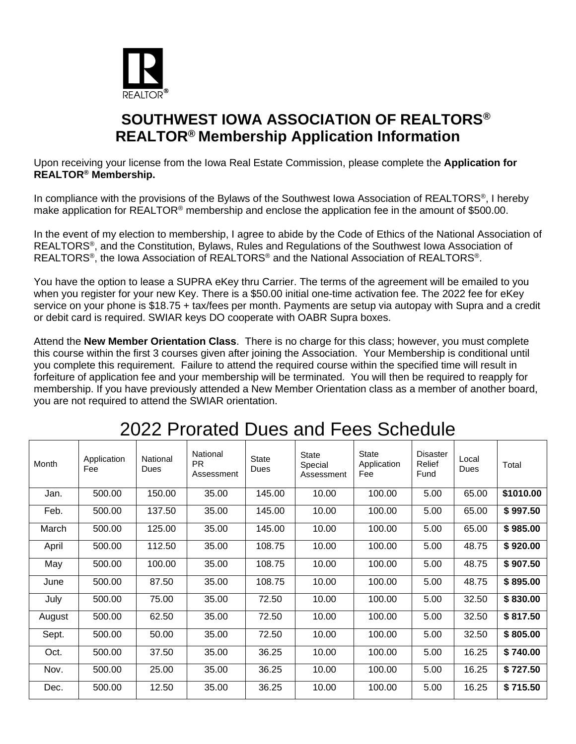REALTOR®

# SOUTHWEST IOWA ASSOCIATION OF REALTORS®
## REALTOR® Membership Application Information

Upon receiving your license from the Iowa Real Estate Commission, please complete the **Application for REALTOR® Membership.**

In compliance with the provisions of the Bylaws of the Southwest Iowa Association of REALTORS®, I hereby make application for REALTOR® membership and enclose the application fee in the amount of $500.00.

In the event of my election to membership, I agree to abide by the Code of Ethics of the National Association of REALTORS®, and the Constitution, Bylaws, Rules and Regulations of the Southwest Iowa Association of REALTORS®, the Iowa Association of REALTORS® and the National Association of REALTORS®.

You have the option to lease a SUPRA eKey thru Carrier. The terms of the agreement will be emailed to you when you register for your new Key. There is a $50.00 initial one-time activation fee. The 2022 fee for eKey service on your phone is $18.75 + tax/fees per month. Payments are setup via autopay with Supra and a credit or debit card is required. SWIAR keys DO cooperate with OABR Supra boxes.

Attend the **New Member Orientation Class**. There is no charge for this class; however, you must complete this course within the first 3 courses given after joining the Association. Your Membership is conditional until you complete this requirement. Failure to attend the required course within the specified time will result in forfeiture of application fee and your membership will be terminated. You will then be required to reapply for membership. If you have previously attended a New Member Orientation class as a member of another board, you are not required to attend the SWIAR orientation.

## 2022 Prorated Dues and Fees Schedule

| Month | Application Fee | National Dues | National PR Assessment | State Dues | State Special Assessment | State Application Fee | Disaster Relief Fund | Local Dues | Total |
|---|---|---|---|---|---|---|---|---|---|
| Jan. | 500.00 | 150.00 | 35.00 | 145.00 | 10.00 | 100.00 | 5.00 | 65.00 | **$1010.00** |
| Feb. | 500.00 | 137.50 | 35.00 | 145.00 | 10.00 | 100.00 | 5.00 | 65.00 | **$ 997.50** |
| March | 500.00 | 125.00 | 35.00 | 145.00 | 10.00 | 100.00 | 5.00 | 65.00 | **$ 985.00** |
| April | 500.00 | 112.50 | 35.00 | 108.75 | 10.00 | 100.00 | 5.00 | 48.75 | **$ 920.00** |
| May | 500.00 | 100.00 | 35.00 | 108.75 | 10.00 | 100.00 | 5.00 | 48.75 | **$ 907.50** |
| June | 500.00 | 87.50 | 35.00 | 108.75 | 10.00 | 100.00 | 5.00 | 48.75 | **$ 895.00** |
| July | 500.00 | 75.00 | 35.00 | 72.50 | 10.00 | 100.00 | 5.00 | 32.50 | **$ 830.00** |
| August | 500.00 | 62.50 | 35.00 | 72.50 | 10.00 | 100.00 | 5.00 | 32.50 | **$ 817.50** |
| Sept. | 500.00 | 50.00 | 35.00 | 72.50 | 10.00 | 100.00 | 5.00 | 32.50 | **$ 805.00** |
| Oct. | 500.00 | 37.50 | 35.00 | 36.25 | 10.00 | 100.00 | 5.00 | 16.25 | **$ 740.00** |
| Nov. | 500.00 | 25.00 | 35.00 | 36.25 | 10.00 | 100.00 | 5.00 | 16.25 | **$ 727.50** |
| Dec. | 500.00 | 12.50 | 35.00 | 36.25 | 10.00 | 100.00 | 5.00 | 16.25 | **$ 715.50** |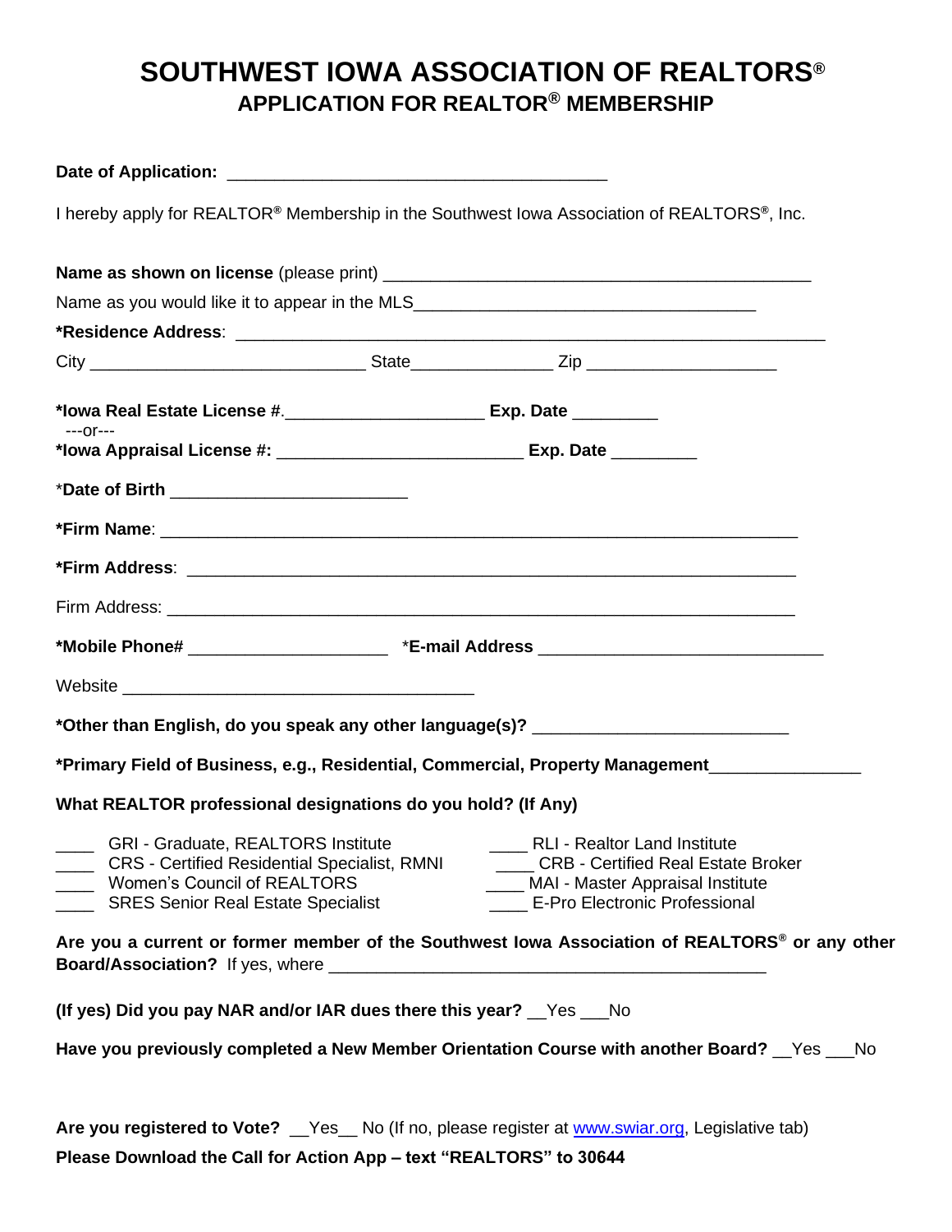# SOUTHWEST IOWA ASSOCIATION OF REALTORS®

## APPLICATION FOR REALTOR® MEMBERSHIP

**Date of Application:** ________________________________________

I hereby apply for REALTOR® Membership in the Southwest Iowa Association of REALTORS®, Inc.

**Name as shown on license** (please print) ____________________________________________

Name as you would like it to appear in the MLS____________________________________

***Residence Address**: ______________________________________________________________

City _____________________________ State_______________ Zip ____________________

***Iowa Real Estate License #.**____________________ **Exp. Date** _________

---or---

***Iowa Appraisal License #:** _________________________ **Exp. Date** _________

*__Date of Birth__ ________________________

***Firm Name**: ________________________________________________________________

***Firm Address**: ______________________________________________________________

Firm Address: _________________________________________________________________

***Mobile Phone#** ____________________ *__E-mail Address__ _____________________________

Website ____________________________________

***Other than English, do you speak any other language(s)?** ________________________

***Primary Field of Business, e.g., Residential, Commercial, Property Management**_______________

**What REALTOR professional designations do you hold? (If Any)**

- ____ GRI - Graduate, REALTORS Institute
- ____ CRS - Certified Residential Specialist, RMNI
- ____ Women's Council of REALTORS
- ____ SRES Senior Real Estate Specialist
- ____ RLI - Realtor Land Institute
- ____ CRB - Certified Real Estate Broker
- ____ MAI - Master Appraisal Institute
- ____ E-Pro Electronic Professional

**Are you a current or former member of the Southwest Iowa Association of REALTORS® or any other Board/Association?** If yes, where _____________________________________________

**(If yes) Did you pay NAR and/or IAR dues there this year?** __Yes ___No

**Have you previously completed a New Member Orientation Course with another Board?** __Yes ___No

**Are you registered to Vote?** __Yes__ No (If no, please register at www.swiar.org, Legislative tab)

**Please Download the Call for Action App – text "REALTORS" to 30644**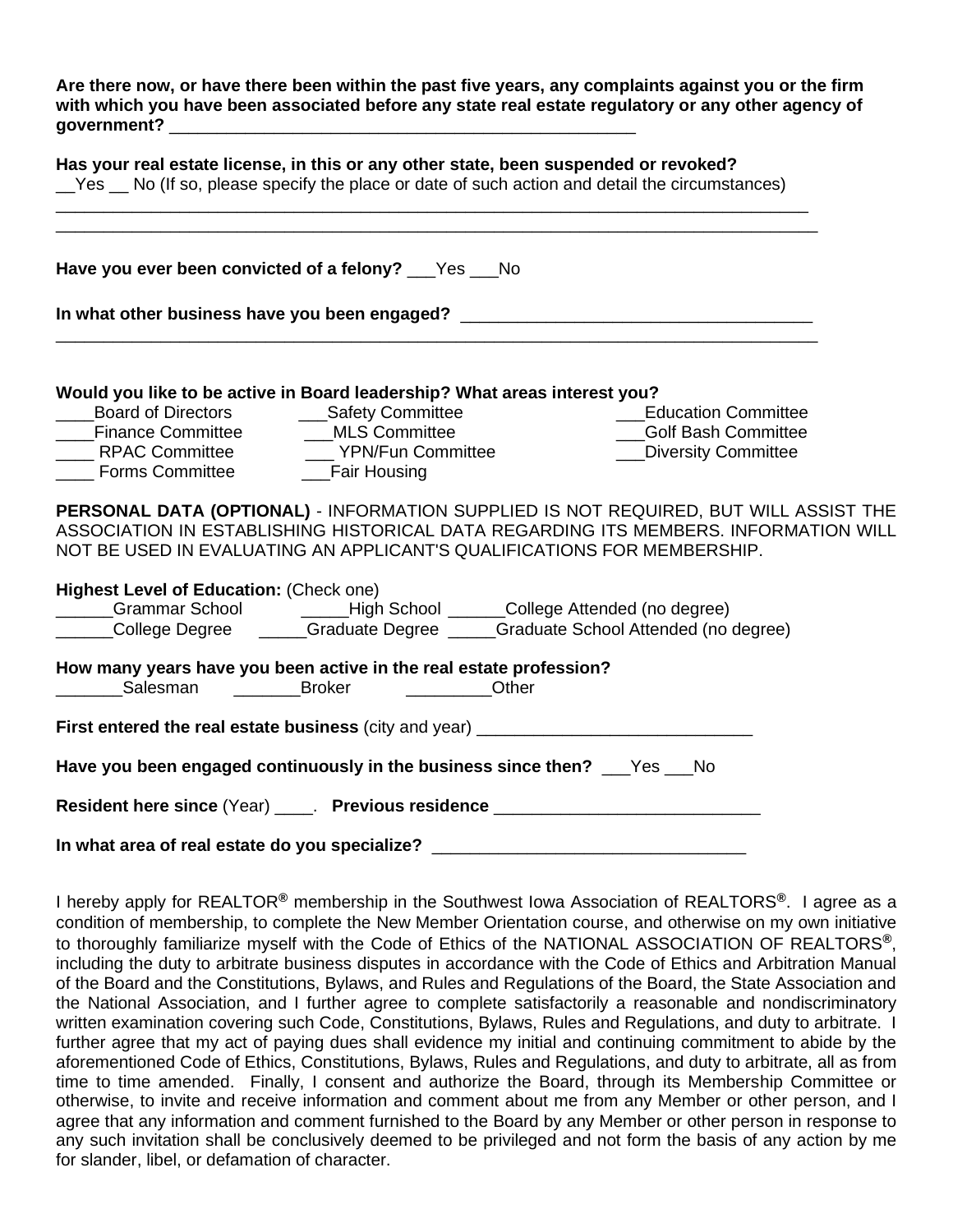**Are there now, or have there been within the past five years, any complaints against you or the firm with which you have been associated before any state real estate regulatory or any other agency of government?** ___________________________________________________

**Has your real estate license, in this or any other state, been suspended or revoked?**
__Yes __ No (If so, please specify the place or date of such action and detail the circumstances)
____________________________________________________________________________________
____________________________________________________________________________________

**Have you ever been convicted of a felony?** ___Yes ___No

**In what other business have you been engaged?** _____________________________________
____________________________________________________________________________________

**Would you like to be active in Board leadership? What areas interest you?**

____Board of Directors
____Finance Committee
____ RPAC Committee
____ Forms Committee
___Safety Committee
___MLS Committee
___ YPN/Fun Committee
___Fair Housing
___Education Committee
___Golf Bash Committee
___Diversity Committee

**PERSONAL DATA (OPTIONAL)** - INFORMATION SUPPLIED IS NOT REQUIRED, BUT WILL ASSIST THE ASSOCIATION IN ESTABLISHING HISTORICAL DATA REGARDING ITS MEMBERS. INFORMATION WILL NOT BE USED IN EVALUATING AN APPLICANT'S QUALIFICATIONS FOR MEMBERSHIP.

**Highest Level of Education:** (Check one)
______Grammar School _____High School ______College Attended (no degree)
______College Degree _____Graduate Degree _____Graduate School Attended (no degree)

**How many years have you been active in the real estate profession?**
_______Salesman _______Broker _________Other

**First entered the real estate business** (city and year) _____________________________

**Have you been engaged continuously in the business since then?** ___Yes ___No

**Resident here since** (Year) ____. **Previous residence** ___________________________

**In what area of real estate do you specialize?** _________________________________

I hereby apply for REALTOR® membership in the Southwest Iowa Association of REALTORS®. I agree as a condition of membership, to complete the New Member Orientation course, and otherwise on my own initiative to thoroughly familiarize myself with the Code of Ethics of the NATIONAL ASSOCIATION OF REALTORS®, including the duty to arbitrate business disputes in accordance with the Code of Ethics and Arbitration Manual of the Board and the Constitutions, Bylaws, and Rules and Regulations of the Board, the State Association and the National Association, and I further agree to complete satisfactorily a reasonable and nondiscriminatory written examination covering such Code, Constitutions, Bylaws, Rules and Regulations, and duty to arbitrate. I further agree that my act of paying dues shall evidence my initial and continuing commitment to abide by the aforementioned Code of Ethics, Constitutions, Bylaws, Rules and Regulations, and duty to arbitrate, all as from time to time amended. Finally, I consent and authorize the Board, through its Membership Committee or otherwise, to invite and receive information and comment about me from any Member or other person, and I agree that any information and comment furnished to the Board by any Member or other person in response to any such invitation shall be conclusively deemed to be privileged and not form the basis of any action by me for slander, libel, or defamation of character.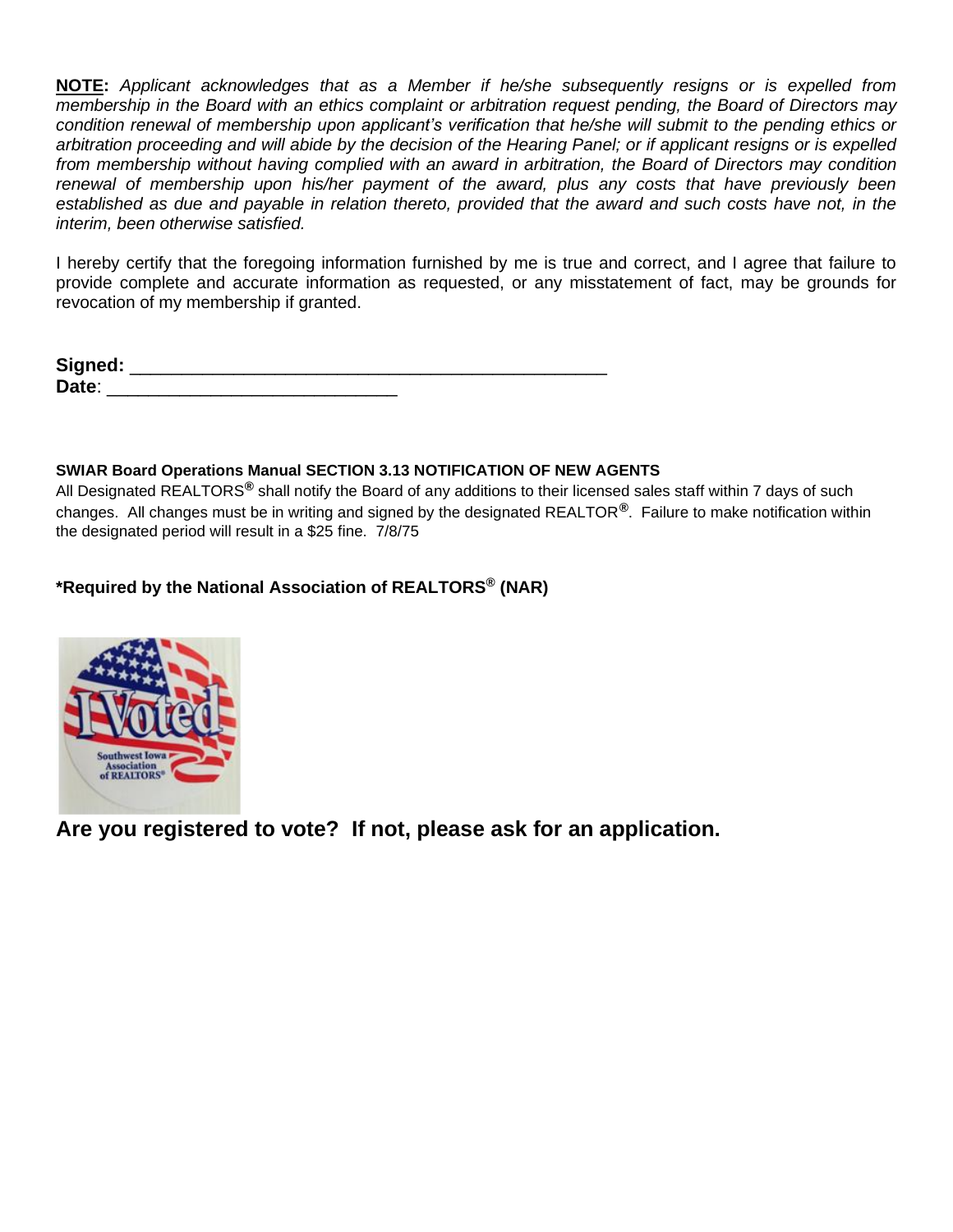**<u>NOTE</u>:** *Applicant acknowledges that as a Member if he/she subsequently resigns or is expelled from membership in the Board with an ethics complaint or arbitration request pending, the Board of Directors may condition renewal of membership upon applicant's verification that he/she will submit to the pending ethics or arbitration proceeding and will abide by the decision of the Hearing Panel; or if applicant resigns or is expelled from membership without having complied with an award in arbitration, the Board of Directors may condition renewal of membership upon his/her payment of the award, plus any costs that have previously been established as due and payable in relation thereto, provided that the award and such costs have not, in the interim, been otherwise satisfied.*

I hereby certify that the foregoing information furnished by me is true and correct, and I agree that failure to provide complete and accurate information as requested, or any misstatement of fact, may be grounds for revocation of my membership if granted.

**Signed:** ______________________________________________
**Date**: ____________________________

**SWIAR Board Operations Manual SECTION 3.13 NOTIFICATION OF NEW AGENTS**
All Designated REALTORS® shall notify the Board of any additions to their licensed sales staff within 7 days of such changes. All changes must be in writing and signed by the designated REALTOR®. Failure to make notification within the designated period will result in a $25 fine. 7/8/75

**\*Required by the National Association of REALTORS® (NAR)**

**Are you registered to vote? If not, please ask for an application.**